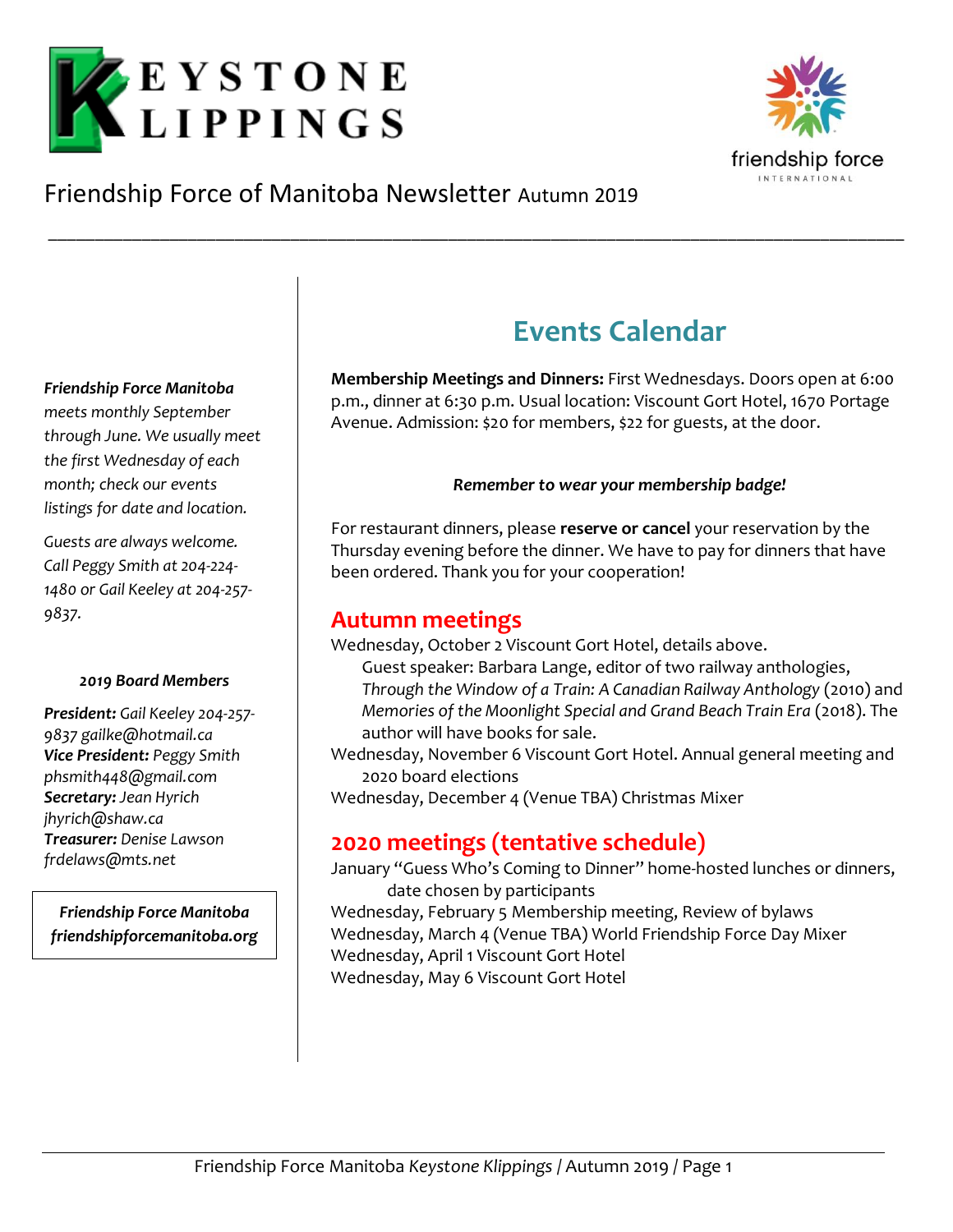# KEYSTONE KLIPPINGS

Friendship Force of Manitoba Newsletter Autumn 2019

*Friendship Force Manitoba meets monthly September through June. We usually meet the first Wednesday of each month; check our events listings for date and location.*

*Guests are always welcome. Call Peggy Smith at 204-224-1480 or Gail Keeley at 204-257-9837.*

***2019 Board Members***

***President:*** *Gail Keeley 204-257-9837 gailke@hotmail.ca*
***Vice President:*** *Peggy Smith phsmith448@gmail.com*
***Secretary:*** *Jean Hyrich jhyrich@shaw.ca*
***Treasurer:*** *Denise Lawson frdelaws@mts.net*

***Friendship Force Manitoba***
***friendshipforcemanitoba.org***

## Events Calendar

**Membership Meetings and Dinners:** First Wednesdays. Doors open at 6:00 p.m., dinner at 6:30 p.m. Usual location: Viscount Gort Hotel, 1670 Portage Avenue. Admission: $20 for members, $22 for guests, at the door.

***Remember to wear your membership badge!***

For restaurant dinners, please **reserve or cancel** your reservation by the Thursday evening before the dinner. We have to pay for dinners that have been ordered. Thank you for your cooperation!

### Autumn meetings

Wednesday, October 2 Viscount Gort Hotel, details above.
Guest speaker: Barbara Lange, editor of two railway anthologies, *Through the Window of a Train: A Canadian Railway Anthology* (2010) and *Memories of the Moonlight Special and Grand Beach Train Era* (2018). The author will have books for sale.
Wednesday, November 6 Viscount Gort Hotel. Annual general meeting and 2020 board elections
Wednesday, December 4 (Venue TBA) Christmas Mixer

### 2020 meetings (tentative schedule)

January "Guess Who's Coming to Dinner" home-hosted lunches or dinners, date chosen by participants
Wednesday, February 5 Membership meeting, Review of bylaws
Wednesday, March 4 (Venue TBA) World Friendship Force Day Mixer
Wednesday, April 1 Viscount Gort Hotel
Wednesday, May 6 Viscount Gort Hotel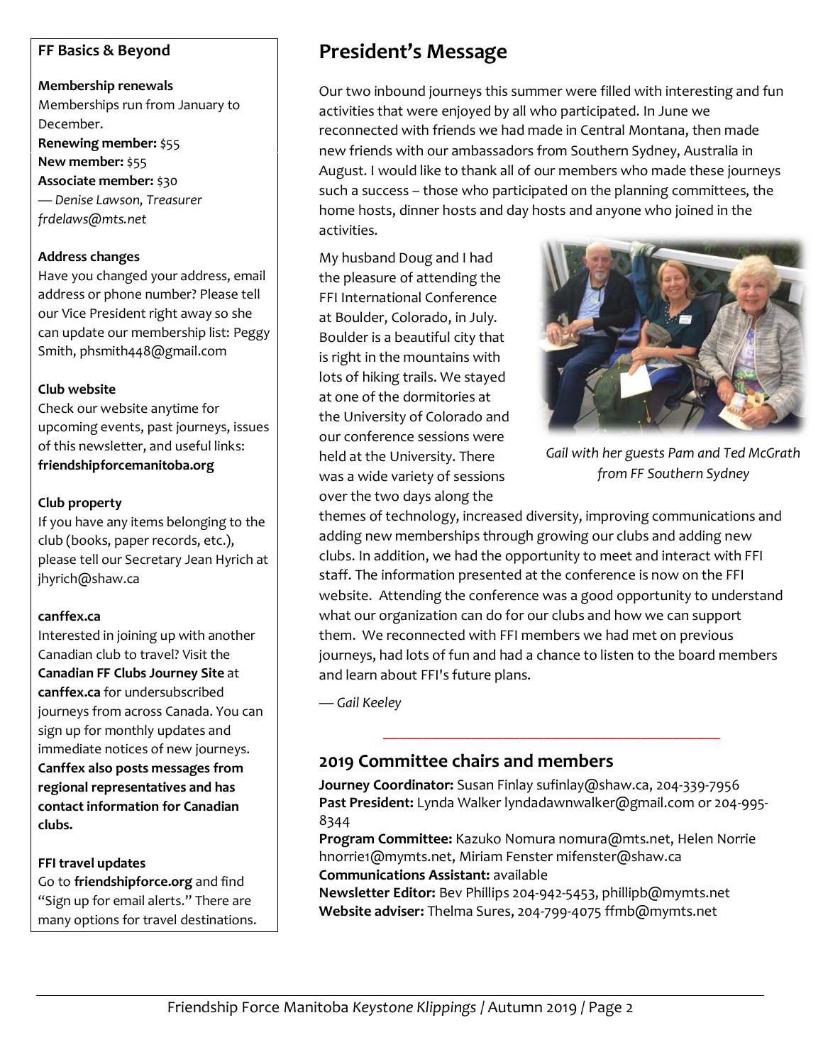### FF Basics & Beyond

**Membership renewals**
Memberships run from January to December.
**Renewing member:** $55
**New member:** $55
**Associate member:** $30
*— Denise Lawson, Treasurer*
*frdelaws@mts.net*

**Address changes**
Have you changed your address, email address or phone number? Please tell our Vice President right away so she can update our membership list: Peggy Smith, phsmith448@gmail.com

**Club website**
Check our website anytime for upcoming events, past journeys, issues of this newsletter, and useful links: **friendshipforcemanitoba.org**

**Club property**
If you have any items belonging to the club (books, paper records, etc.), please tell our Secretary Jean Hyrich at jhyrich@shaw.ca

**canffex.ca**
Interested in joining up with another Canadian club to travel? Visit the **Canadian FF Clubs Journey Site** at **canffex.ca** for undersubscribed journeys from across Canada. You can sign up for monthly updates and immediate notices of new journeys. **Canffex also posts messages from regional representatives and has contact information for Canadian clubs.**

**FFI travel updates**
Go to **friendshipforce.org** and find "Sign up for email alerts." There are many options for travel destinations.

## President's Message

Our two inbound journeys this summer were filled with interesting and fun activities that were enjoyed by all who participated. In June we reconnected with friends we had made in Central Montana, then made new friends with our ambassadors from Southern Sydney, Australia in August. I would like to thank all of our members who made these journeys such a success – those who participated on the planning committees, the home hosts, dinner hosts and day hosts and anyone who joined in the activities.

My husband Doug and I had the pleasure of attending the FFI International Conference at Boulder, Colorado, in July. Boulder is a beautiful city that is right in the mountains with lots of hiking trails. We stayed at one of the dormitories at the University of Colorado and our conference sessions were held at the University. There was a wide variety of sessions over the two days along the themes of technology, increased diversity, improving communications and adding new memberships through growing our clubs and adding new clubs. In addition, we had the opportunity to meet and interact with FFI staff. The information presented at the conference is now on the FFI website. Attending the conference was a good opportunity to understand what our organization can do for our clubs and how we can support them. We reconnected with FFI members we had met on previous journeys, had lots of fun and had a chance to listen to the board members and learn about FFI's future plans.

*Gail with her guests Pam and Ted McGrath from FF Southern Sydney*

*— Gail Keeley*

---

## 2019 Committee chairs and members

**Journey Coordinator:** Susan Finlay sufinlay@shaw.ca, 204-339-7956
**Past President:** Lynda Walker lyndadawnwalker@gmail.com or 204-995-8344
**Program Committee:** Kazuko Nomura nomura@mts.net, Helen Norrie hnorrie1@mymts.net, Miriam Fenster mifenster@shaw.ca
**Communications Assistant:** available
**Newsletter Editor:** Bev Phillips 204-942-5453, phillipb@mymts.net
**Website adviser:** Thelma Sures, 204-799-4075 ffmb@mymts.net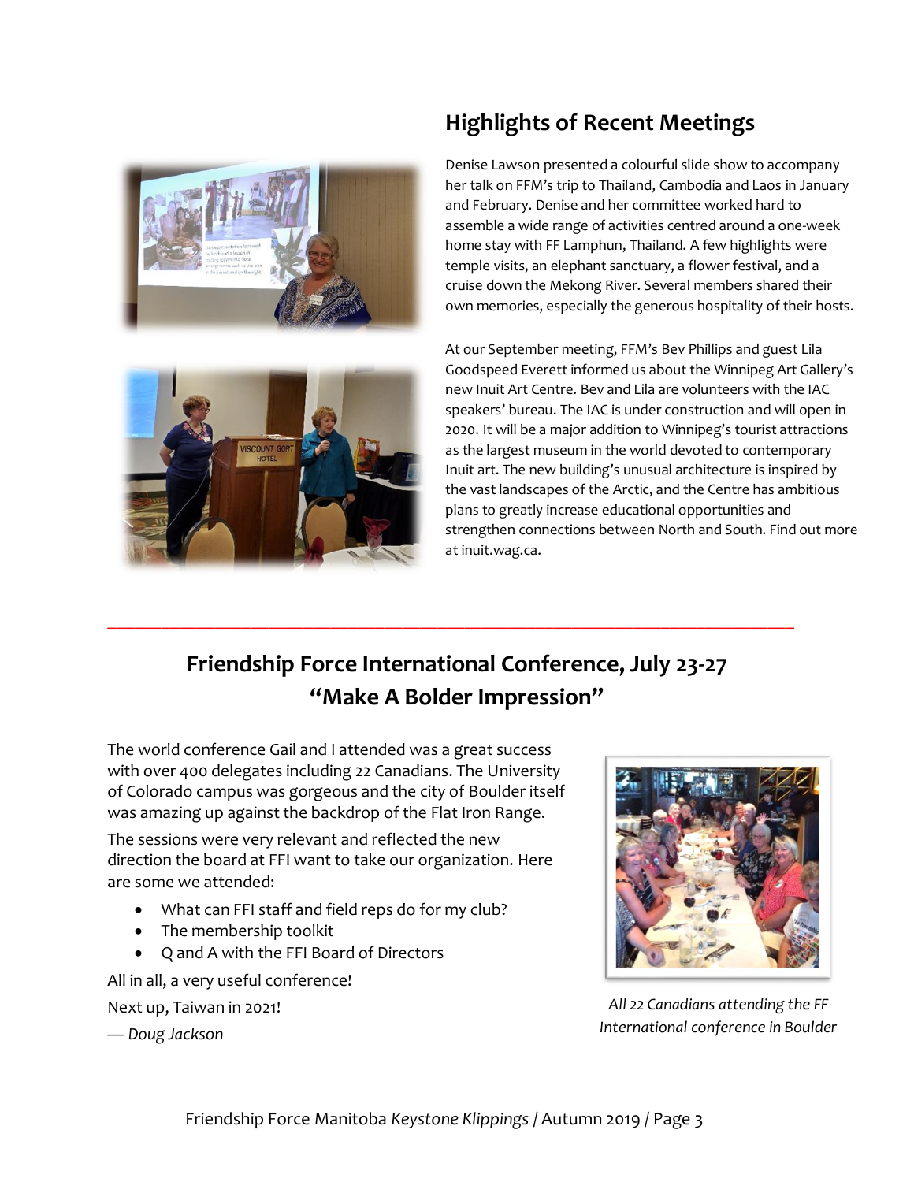## Highlights of Recent Meetings

Denise Lawson presented a colourful slide show to accompany her talk on FFM's trip to Thailand, Cambodia and Laos in January and February. Denise and her committee worked hard to assemble a wide range of activities centred around a one-week home stay with FF Lamphun, Thailand. A few highlights were temple visits, an elephant sanctuary, a flower festival, and a cruise down the Mekong River. Several members shared their own memories, especially the generous hospitality of their hosts.

At our September meeting, FFM's Bev Phillips and guest Lila Goodspeed Everett informed us about the Winnipeg Art Gallery's new Inuit Art Centre. Bev and Lila are volunteers with the IAC speakers' bureau. The IAC is under construction and will open in 2020. It will be a major addition to Winnipeg's tourist attractions as the largest museum in the world devoted to contemporary Inuit art. The new building's unusual architecture is inspired by the vast landscapes of the Arctic, and the Centre has ambitious plans to greatly increase educational opportunities and strengthen connections between North and South. Find out more at inuit.wag.ca.

---

## Friendship Force International Conference, July 23-27 "Make A Bolder Impression"

The world conference Gail and I attended was a great success with over 400 delegates including 22 Canadians. The University of Colorado campus was gorgeous and the city of Boulder itself was amazing up against the backdrop of the Flat Iron Range.

The sessions were very relevant and reflected the new direction the board at FFI want to take our organization. Here are some we attended:

- What can FFI staff and field reps do for my club?
- The membership toolkit
- Q and A with the FFI Board of Directors

All in all, a very useful conference!

Next up, Taiwan in 2021!

*— Doug Jackson*

*All 22 Canadians attending the FF International conference in Boulder*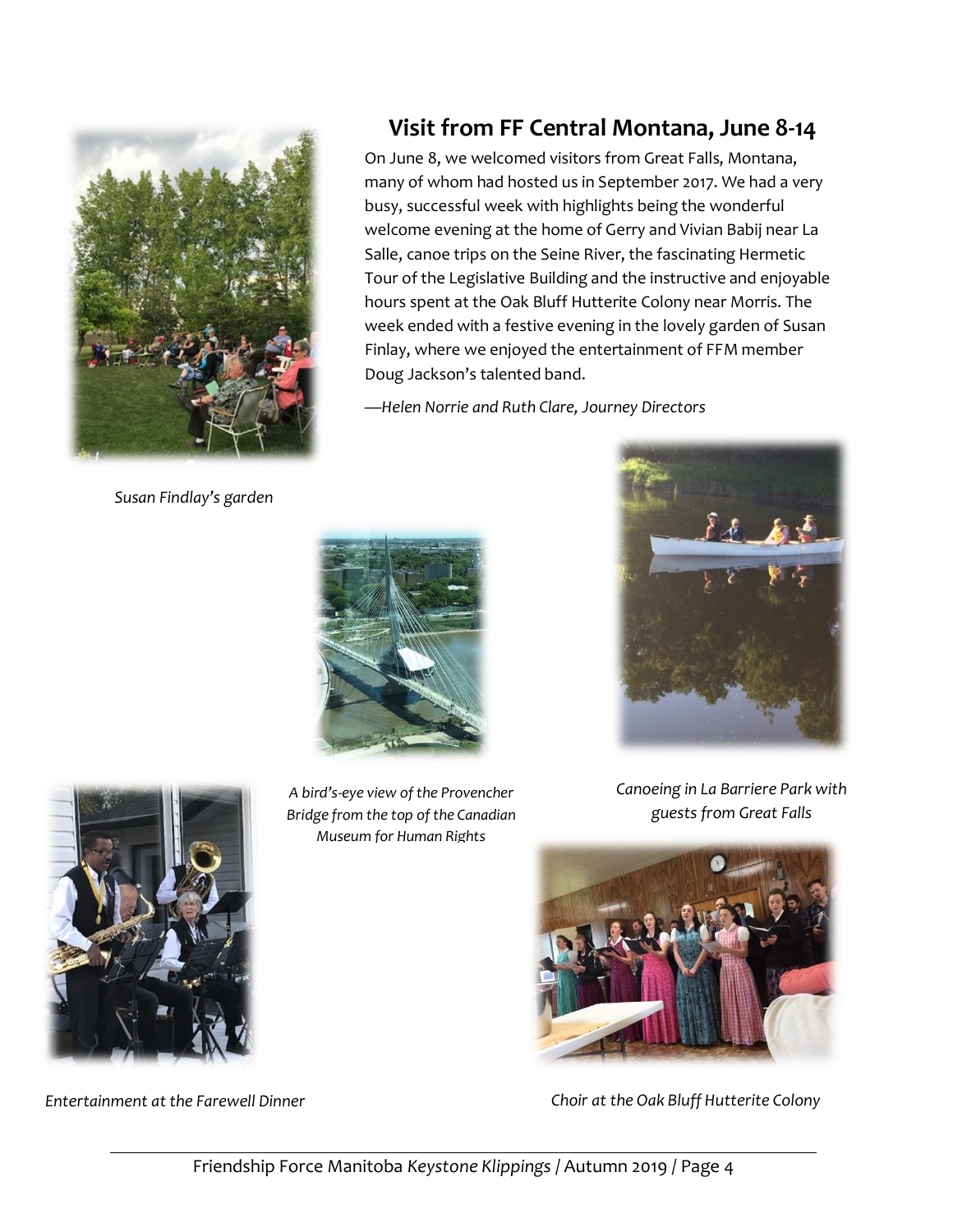## Visit from FF Central Montana, June 8-14

On June 8, we welcomed visitors from Great Falls, Montana, many of whom had hosted us in September 2017. We had a very busy, successful week with highlights being the wonderful welcome evening at the home of Gerry and Vivian Babij near La Salle, canoe trips on the Seine River, the fascinating Hermetic Tour of the Legislative Building and the instructive and enjoyable hours spent at the Oak Bluff Hutterite Colony near Morris. The week ended with a festive evening in the lovely garden of Susan Finlay, where we enjoyed the entertainment of FFM member Doug Jackson's talented band.

—*Helen Norrie and Ruth Clare, Journey Directors*

*Susan Findlay's garden*

*A bird's-eye view of the Provencher Bridge from the top of the Canadian Museum for Human Rights*

*Canoeing in La Barriere Park with guests from Great Falls*

*Entertainment at the Farewell Dinner*

*Choir at the Oak Bluff Hutterite Colony*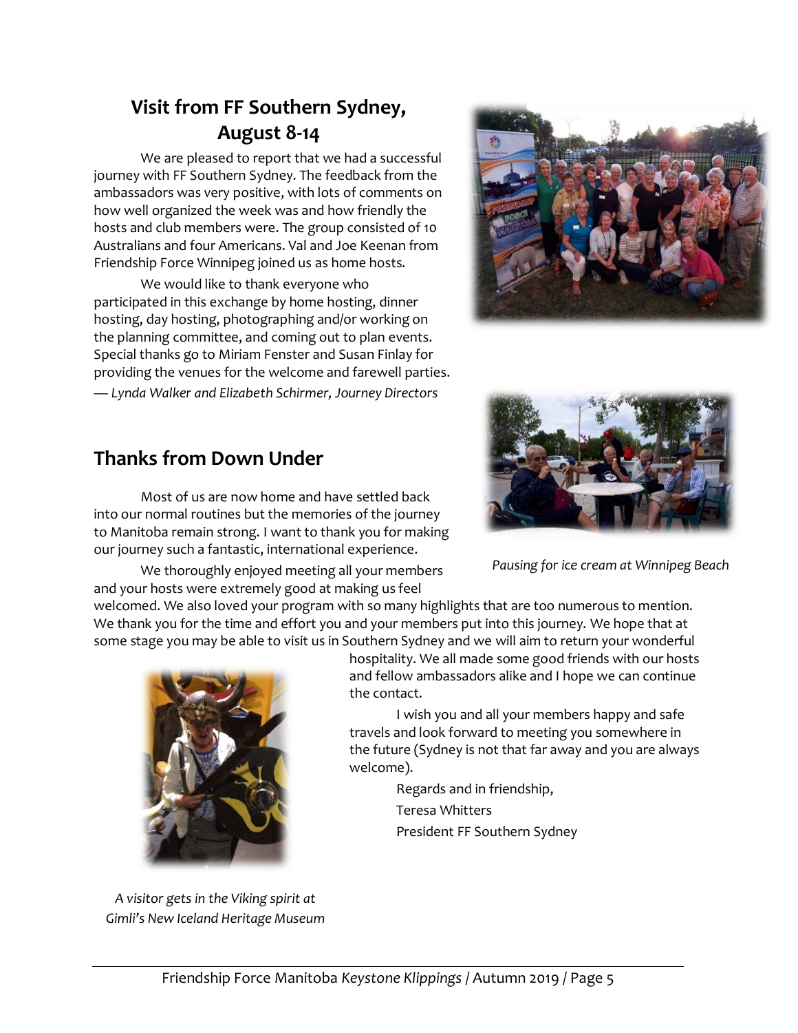## Visit from FF Southern Sydney, August 8-14

We are pleased to report that we had a successful journey with FF Southern Sydney. The feedback from the ambassadors was very positive, with lots of comments on how well organized the week was and how friendly the hosts and club members were. The group consisted of 10 Australians and four Americans. Val and Joe Keenan from Friendship Force Winnipeg joined us as home hosts.

We would like to thank everyone who participated in this exchange by home hosting, dinner hosting, day hosting, photographing and/or working on the planning committee, and coming out to plan events. Special thanks go to Miriam Fenster and Susan Finlay for providing the venues for the welcome and farewell parties.

*— Lynda Walker and Elizabeth Schirmer, Journey Directors*

*Pausing for ice cream at Winnipeg Beach*

## Thanks from Down Under

Most of us are now home and have settled back into our normal routines but the memories of the journey to Manitoba remain strong. I want to thank you for making our journey such a fantastic, international experience.

We thoroughly enjoyed meeting all your members and your hosts were extremely good at making us feel welcomed. We also loved your program with so many highlights that are too numerous to mention. We thank you for the time and effort you and your members put into this journey. We hope that at some stage you may be able to visit us in Southern Sydney and we will aim to return your wonderful hospitality. We all made some good friends with our hosts and fellow ambassadors alike and I hope we can continue the contact.

I wish you and all your members happy and safe travels and look forward to meeting you somewhere in the future (Sydney is not that far away and you are always welcome).

Regards and in friendship,
Teresa Whitters
President FF Southern Sydney

*A visitor gets in the Viking spirit at Gimli's New Iceland Heritage Museum*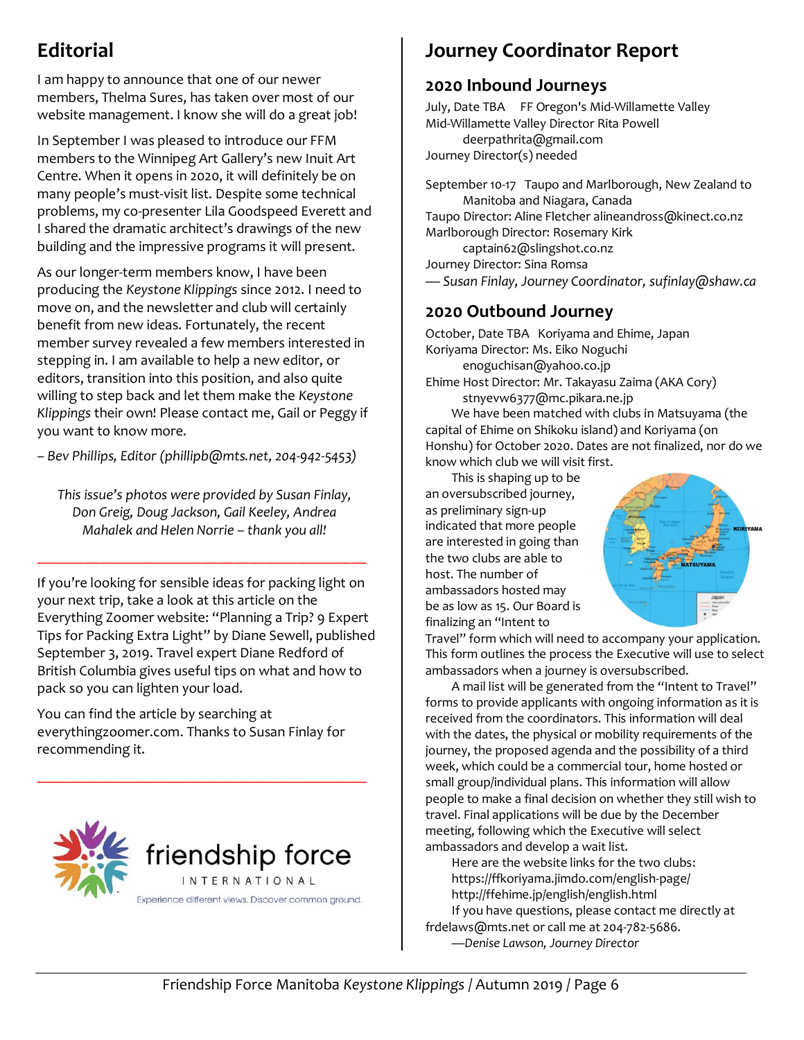## Editorial

I am happy to announce that one of our newer members, Thelma Sures, has taken over most of our website management. I know she will do a great job!

In September I was pleased to introduce our FFM members to the Winnipeg Art Gallery's new Inuit Art Centre. When it opens in 2020, it will definitely be on many people's must-visit list. Despite some technical problems, my co-presenter Lila Goodspeed Everett and I shared the dramatic architect's drawings of the new building and the impressive programs it will present.

As our longer-term members know, I have been producing the *Keystone Klippings* since 2012. I need to move on, and the newsletter and club will certainly benefit from new ideas. Fortunately, the recent member survey revealed a few members interested in stepping in. I am available to help a new editor, or editors, transition into this position, and also quite willing to step back and let them make the *Keystone Klippings* their own! Please contact me, Gail or Peggy if you want to know more.

*– Bev Phillips, Editor (phillipb@mts.net, 204-942-5453)*

*This issue's photos were provided by Susan Finlay, Don Greig, Doug Jackson, Gail Keeley, Andrea Mahalek and Helen Norrie – thank you all!*

---

If you're looking for sensible ideas for packing light on your next trip, take a look at this article on the Everything Zoomer website: "Planning a Trip? 9 Expert Tips for Packing Extra Light" by Diane Sewell, published September 3, 2019. Travel expert Diane Redford of British Columbia gives useful tips on what and how to pack so you can lighten your load.

You can find the article by searching at everythingzoomer.com. Thanks to Susan Finlay for recommending it.

---

friendship force INTERNATIONAL

Experience different views. Discover common ground.

## Journey Coordinator Report

### 2020 Inbound Journeys

July, Date TBA FF Oregon's Mid-Willamette Valley
Mid-Willamette Valley Director Rita Powell
deerpathrita@gmail.com
Journey Director(s) needed

September 10-17 Taupo and Marlborough, New Zealand to Manitoba and Niagara, Canada
Taupo Director: Aline Fletcher alineandross@kinect.co.nz
Marlborough Director: Rosemary Kirk
captain62@slingshot.co.nz
Journey Director: Sina Romsa

*— Susan Finlay, Journey Coordinator, sufinlay@shaw.ca*

### 2020 Outbound Journey

October, Date TBA Koriyama and Ehime, Japan
Koriyama Director: Ms. Eiko Noguchi
enoguchisan@yahoo.co.jp
Ehime Host Director: Mr. Takayasu Zaima (AKA Cory)
stnyevw6377@mc.pikara.ne.jp

We have been matched with clubs in Matsuyama (the capital of Ehime on Shikoku island) and Koriyama (on Honshu) for October 2020. Dates are not finalized, nor do we know which club we will visit first.

KORIYAMA
MATSUYAMA

This is shaping up to be an oversubscribed journey, as preliminary sign-up indicated that more people are interested in going than the two clubs are able to host. The number of ambassadors hosted may be as low as 15. Our Board is finalizing an "Intent to Travel" form which will need to accompany your application. This form outlines the process the Executive will use to select ambassadors when a journey is oversubscribed.

A mail list will be generated from the "Intent to Travel" forms to provide applicants with ongoing information as it is received from the coordinators. This information will deal with the dates, the physical or mobility requirements of the journey, the proposed agenda and the possibility of a third week, which could be a commercial tour, home hosted or small group/individual plans. This information will allow people to make a final decision on whether they still wish to travel. Final applications will be due by the December meeting, following which the Executive will select ambassadors and develop a wait list.

Here are the website links for the two clubs:
https://ffkoriyama.jimdo.com/english-page/
http://ffehime.jp/english/english.html

If you have questions, please contact me directly at frdelaws@mts.net or call me at 204-782-5686.

*—Denise Lawson, Journey Director*